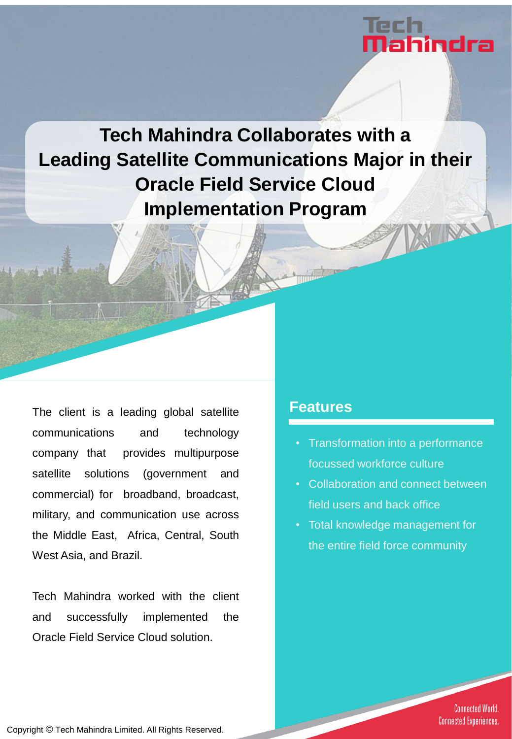# Tech Mahindra Collaborates with a Leading Satellite Communications Major in their Oracle Field Service Cloud Implementation Program

The client is a leading global satellite communications and technology company that provides multipurpose satellite solutions (government and commercial) for broadband, broadcast, military, and communication use across the Middle East, Africa, Central, South West Asia, and Brazil.

Tech Mahindra worked with the client and successfully implemented the Oracle Field Service Cloud solution.

## Features

- Transformation into a performance focussed workforce culture
- Collaboration and connect between field users and back office
- Total knowledge management for the entire field force community

Connected World. Connected Experiences.

Copyright © Tech Mahindra Limited. All Rights Reserved.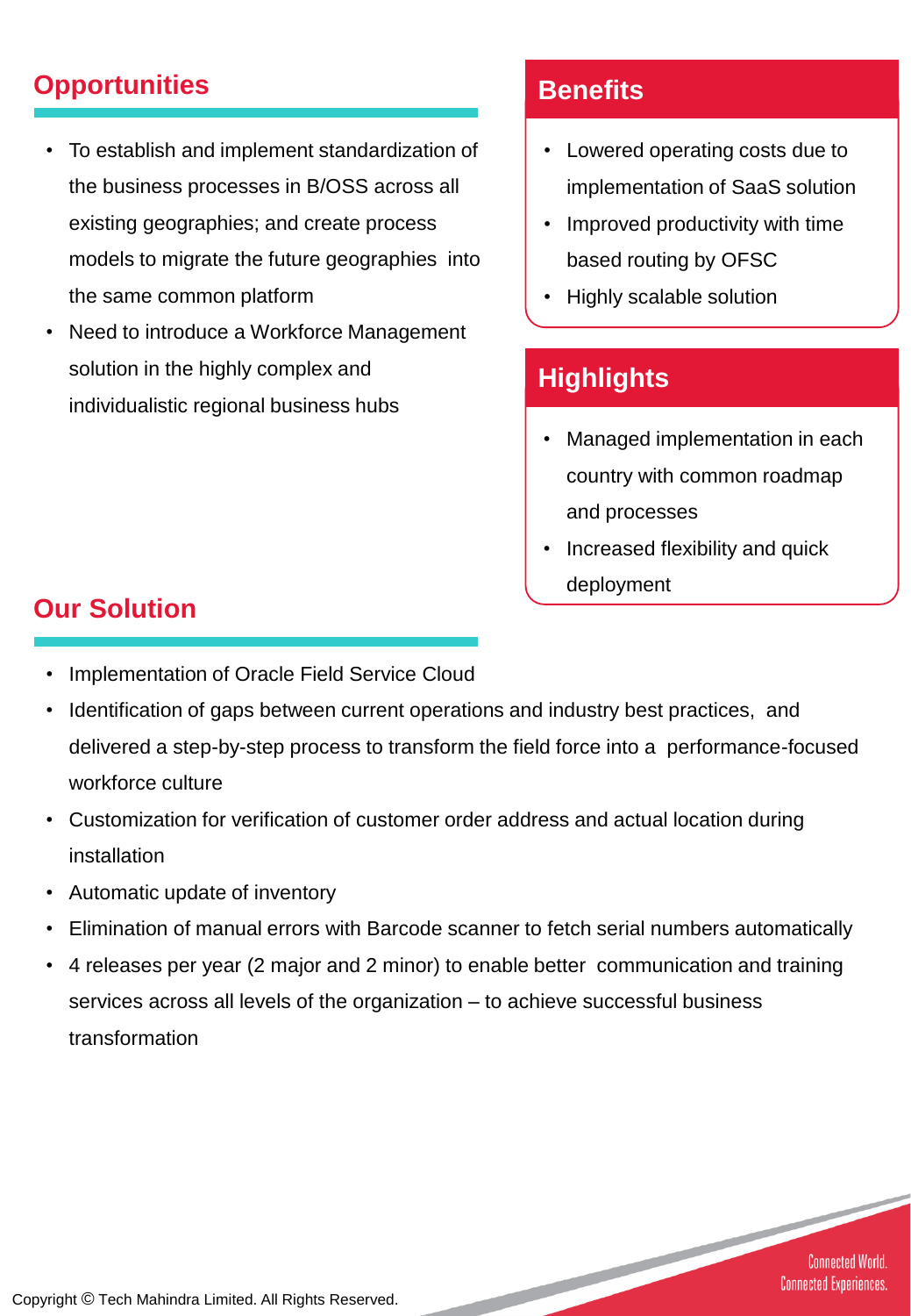## Opportunities

- To establish and implement standardization of the business processes in B/OSS across all existing geographies; and create process models to migrate the future geographies into the same common platform
- Need to introduce a Workforce Management solution in the highly complex and individualistic regional business hubs

## Benefits

- Lowered operating costs due to implementation of SaaS solution
- Improved productivity with time based routing by OFSC
- Highly scalable solution

## Highlights

- Managed implementation in each country with common roadmap and processes
- Increased flexibility and quick deployment

## Our Solution

- Implementation of Oracle Field Service Cloud
- Identification of gaps between current operations and industry best practices, and delivered a step-by-step process to transform the field force into a performance-focused workforce culture
- Customization for verification of customer order address and actual location during installation
- Automatic update of inventory
- Elimination of manual errors with Barcode scanner to fetch serial numbers automatically
- 4 releases per year (2 major and 2 minor) to enable better communication and training services across all levels of the organization – to achieve successful business transformation

Copyright © Tech Mahindra Limited. All Rights Reserved.

Connected World. Connected Experiences.